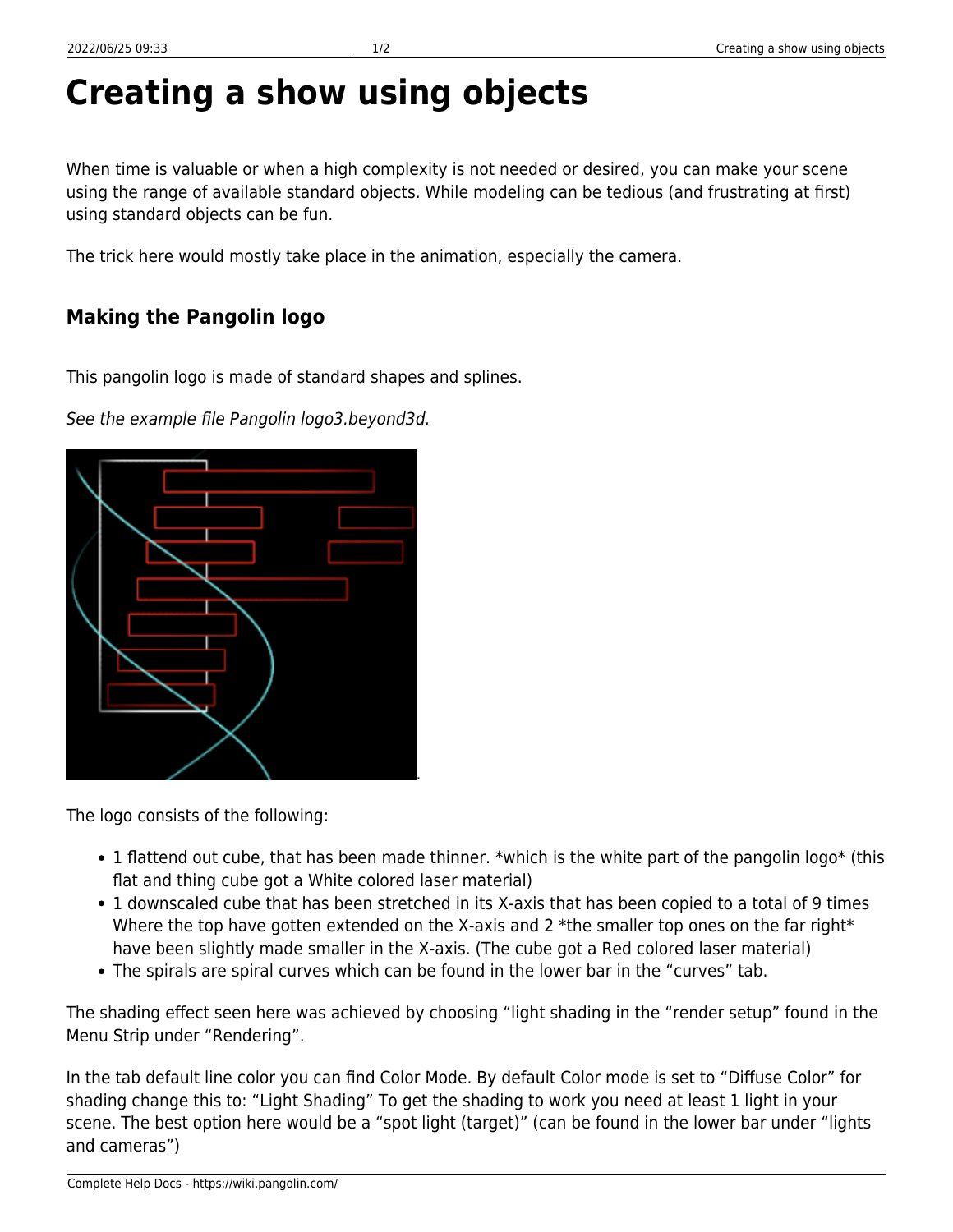# Creating a show using objects

When time is valuable or when a high complexity is not needed or desired, you can make your scene using the range of available standard objects. While modeling can be tedious (and frustrating at first) using standard objects can be fun.

The trick here would mostly take place in the animation, especially the camera.

### Making the Pangolin logo

This pangolin logo is made of standard shapes and splines.

*See the example file Pangolin logo3.beyond3d.*

.

The logo consists of the following:

- 1 flattend out cube, that has been made thinner. *which is the white part of the pangolin logo* (this flat and thing cube got a White colored laser material)
- 1 downscaled cube that has been stretched in its X-axis that has been copied to a total of 9 times Where the top have gotten extended on the X-axis and 2 *the smaller top ones on the far right* have been slightly made smaller in the X-axis. (The cube got a Red colored laser material)
- The spirals are spiral curves which can be found in the lower bar in the "curves" tab.

The shading effect seen here was achieved by choosing "light shading in the "render setup" found in the Menu Strip under "Rendering".

In the tab default line color you can find Color Mode. By default Color mode is set to "Diffuse Color" for shading change this to: "Light Shading" To get the shading to work you need at least 1 light in your scene. The best option here would be a "spot light (target)" (can be found in the lower bar under "lights and cameras")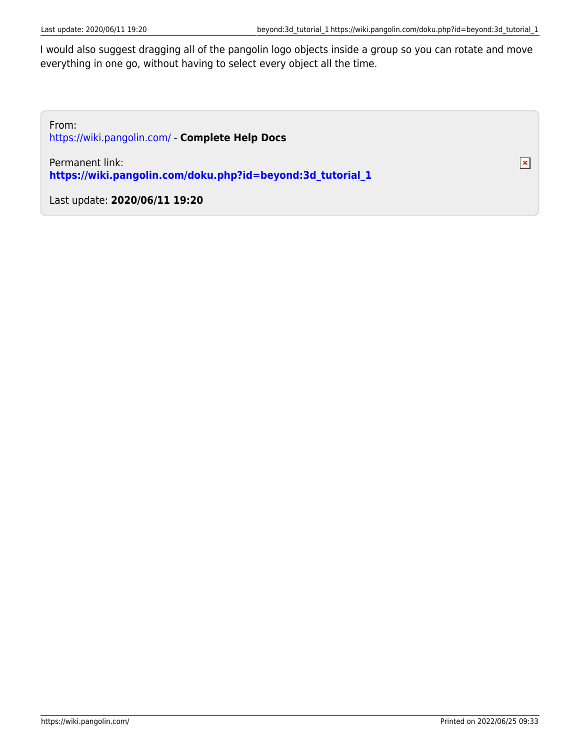I would also suggest dragging all of the pangolin logo objects inside a group so you can rotate and move everything in one go, without having to select every object all the time.

From:
https://wiki.pangolin.com/ - **Complete Help Docs**

Permanent link:
**https://wiki.pangolin.com/doku.php?id=beyond:3d_tutorial_1**

Last update: **2020/06/11 19:20**